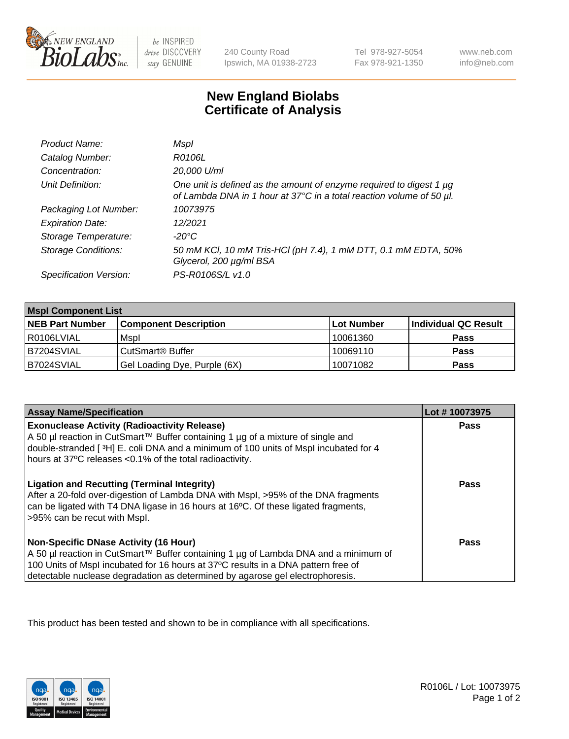# New England Biolabs Certificate of Analysis

| | |
|---|---|
| *Product Name:* | *MspI* |
| *Catalog Number:* | *R0106L* |
| *Concentration:* | *20,000 U/ml* |
| *Unit Definition:* | *One unit is defined as the amount of enzyme required to digest 1 µg of Lambda DNA in 1 hour at 37°C in a total reaction volume of 50 µl.* |
| *Packaging Lot Number:* | *10073975* |
| *Expiration Date:* | *12/2021* |
| *Storage Temperature:* | *-20°C* |
| *Storage Conditions:* | *50 mM KCl, 10 mM Tris-HCl (pH 7.4), 1 mM DTT, 0.1 mM EDTA, 50% Glycerol, 200 µg/ml BSA* |
| *Specification Version:* | *PS-R0106S/L v1.0* |

| **MspI Component List** | | | |
|---|---|---|---|
| **NEB Part Number** | **Component Description** | **Lot Number** | **Individual QC Result** |
| R0106LVIAL | MspI | 10061360 | **Pass** |
| B7204SVIAL | CutSmart® Buffer | 10069110 | **Pass** |
| B7024SVIAL | Gel Loading Dye, Purple (6X) | 10071082 | **Pass** |

| **Assay Name/Specification** | **Lot # 10073975** |
|---|---|
| **Exonuclease Activity (Radioactivity Release)** A 50 µl reaction in CutSmart™ Buffer containing 1 µg of a mixture of single and double-stranded [ ³H] E. coli DNA and a minimum of 100 units of MspI incubated for 4 hours at 37ºC releases <0.1% of the total radioactivity. | **Pass** |
| **Ligation and Recutting (Terminal Integrity)** After a 20-fold over-digestion of Lambda DNA with MspI, >95% of the DNA fragments can be ligated with T4 DNA ligase in 16 hours at 16ºC. Of these ligated fragments, >95% can be recut with MspI. | **Pass** |
| **Non-Specific DNase Activity (16 Hour)** A 50 µl reaction in CutSmart™ Buffer containing 1 µg of Lambda DNA and a minimum of 100 Units of MspI incubated for 16 hours at 37ºC results in a DNA pattern free of detectable nuclease degradation as determined by agarose gel electrophoresis. | **Pass** |

This product has been tested and shown to be in compliance with all specifications.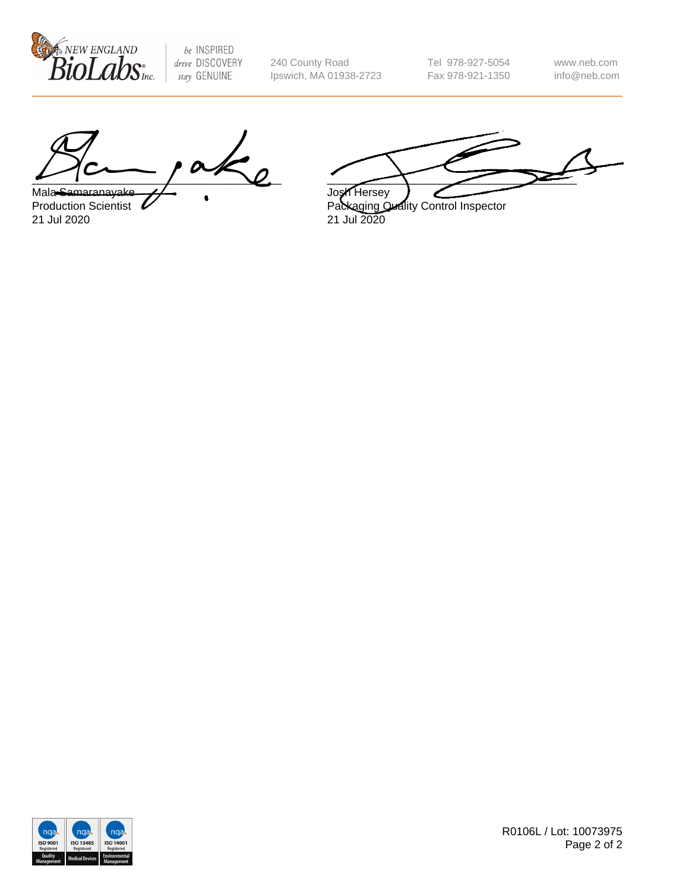Mala Samaranayake
Production Scientist
21 Jul 2020

Josh Hersey
Packaging Quality Control Inspector
21 Jul 2020

R0106L / Lot: 10073975